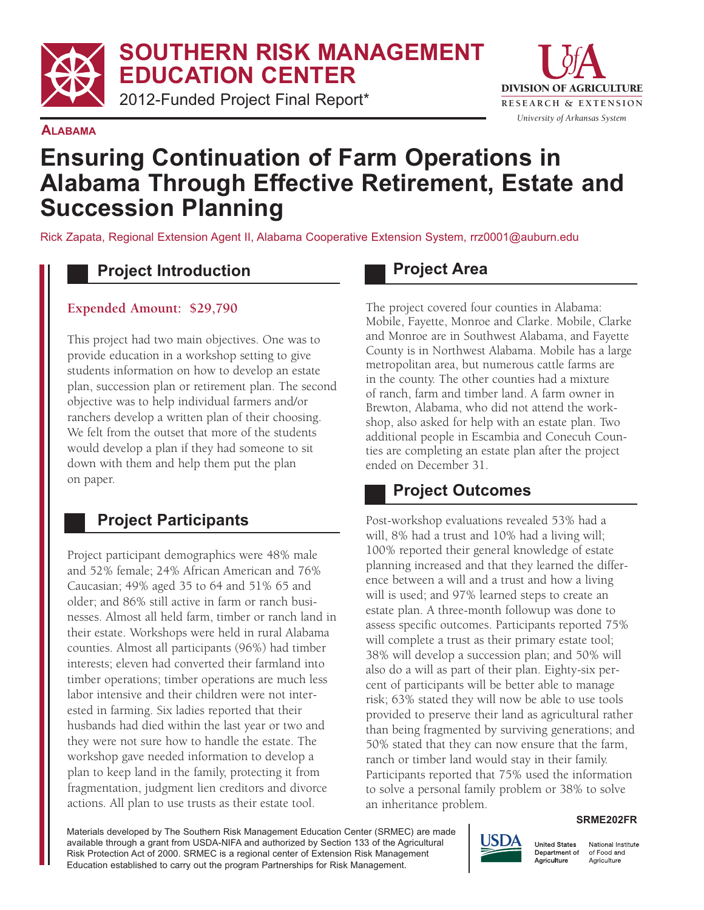# SOUTHERN RISK MANAGEMENT EDUCATION CENTER

2012-Funded Project Final Report*

DIVISION OF AGRICULTURE
RESEARCH & EXTENSION
*University of Arkansas System*

**ALABAMA**

# Ensuring Continuation of Farm Operations in Alabama Through Effective Retirement, Estate and Succession Planning

Rick Zapata, Regional Extension Agent II, Alabama Cooperative Extension System, rrz0001@auburn.edu

## Project Introduction

**Expended Amount: $29,790**

This project had two main objectives. One was to provide education in a workshop setting to give students information on how to develop an estate plan, succession plan or retirement plan. The second objective was to help individual farmers and/or ranchers develop a written plan of their choosing. We felt from the outset that more of the students would develop a plan if they had someone to sit down with them and help them put the plan on paper.

## Project Participants

Project participant demographics were 48% male and 52% female; 24% African American and 76% Caucasian; 49% aged 35 to 64 and 51% 65 and older; and 86% still active in farm or ranch businesses. Almost all held farm, timber or ranch land in their estate. Workshops were held in rural Alabama counties. Almost all participants (96%) had timber interests; eleven had converted their farmland into timber operations; timber operations are much less labor intensive and their children were not interested in farming. Six ladies reported that their husbands had died within the last year or two and they were not sure how to handle the estate. The workshop gave needed information to develop a plan to keep land in the family, protecting it from fragmentation, judgment lien creditors and divorce actions. All plan to use trusts as their estate tool.

## Project Area

The project covered four counties in Alabama: Mobile, Fayette, Monroe and Clarke. Mobile, Clarke and Monroe are in Southwest Alabama, and Fayette County is in Northwest Alabama. Mobile has a large metropolitan area, but numerous cattle farms are in the county. The other counties had a mixture of ranch, farm and timber land. A farm owner in Brewton, Alabama, who did not attend the workshop, also asked for help with an estate plan. Two additional people in Escambia and Conecuh Counties are completing an estate plan after the project ended on December 31.

## Project Outcomes

Post-workshop evaluations revealed 53% had a will, 8% had a trust and 10% had a living will; 100% reported their general knowledge of estate planning increased and that they learned the difference between a will and a trust and how a living will is used; and 97% learned steps to create an estate plan. A three-month followup was done to assess specific outcomes. Participants reported 75% will complete a trust as their primary estate tool; 38% will develop a succession plan; and 50% will also do a will as part of their plan. Eighty-six percent of participants will be better able to manage risk; 63% stated they will now be able to use tools provided to preserve their land as agricultural rather than being fragmented by surviving generations; and 50% stated that they can now ensure that the farm, ranch or timber land would stay in their family. Participants reported that 75% used the information to solve a personal family problem or 38% to solve an inheritance problem.

SRME202FR

Materials developed by The Southern Risk Management Education Center (SRMEC) are made available through a grant from USDA-NIFA and authorized by Section 133 of the Agricultural Risk Protection Act of 2000. SRMEC is a regional center of Extension Risk Management Education established to carry out the program Partnerships for Risk Management.

USDA — United States Department of Agriculture — National Institute of Food and Agriculture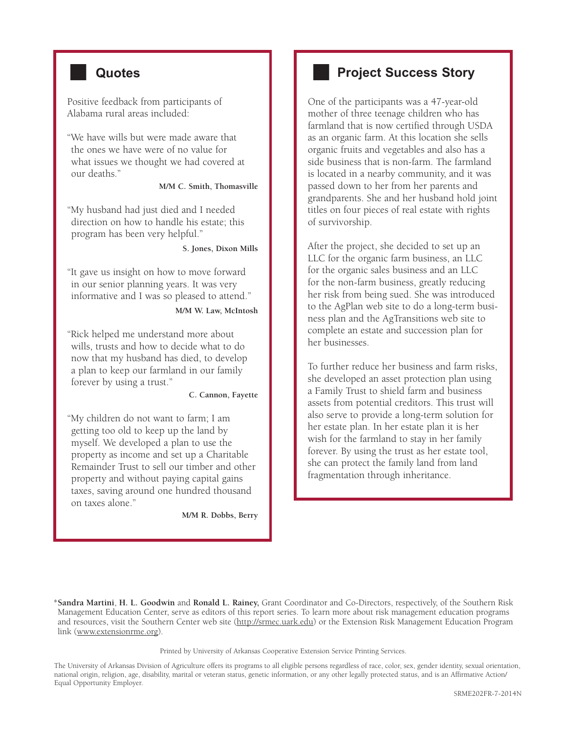## Quotes

Positive feedback from participants of Alabama rural areas included:

"We have wills but were made aware that the ones we have were of no value for what issues we thought we had covered at our deaths."

**M/M C. Smith, Thomasville**

"My husband had just died and I needed direction on how to handle his estate; this program has been very helpful."

**S. Jones, Dixon Mills**

"It gave us insight on how to move forward in our senior planning years. It was very informative and I was so pleased to attend."

**M/M W. Law, McIntosh**

"Rick helped me understand more about wills, trusts and how to decide what to do now that my husband has died, to develop a plan to keep our farmland in our family forever by using a trust."

**C. Cannon, Fayette**

"My children do not want to farm; I am getting too old to keep up the land by myself. We developed a plan to use the property as income and set up a Charitable Remainder Trust to sell our timber and other property and without paying capital gains taxes, saving around one hundred thousand on taxes alone."

**M/M R. Dobbs, Berry**

## Project Success Story

One of the participants was a 47-year-old mother of three teenage children who has farmland that is now certified through USDA as an organic farm. At this location she sells organic fruits and vegetables and also has a side business that is non-farm. The farmland is located in a nearby community, and it was passed down to her from her parents and grandparents. She and her husband hold joint titles on four pieces of real estate with rights of survivorship.

After the project, she decided to set up an LLC for the organic farm business, an LLC for the organic sales business and an LLC for the non-farm business, greatly reducing her risk from being sued. She was introduced to the AgPlan web site to do a long-term business plan and the AgTransitions web site to complete an estate and succession plan for her businesses.

To further reduce her business and farm risks, she developed an asset protection plan using a Family Trust to shield farm and business assets from potential creditors. This trust will also serve to provide a long-term solution for her estate plan. In her estate plan it is her wish for the farmland to stay in her family forever. By using the trust as her estate tool, she can protect the family land from land fragmentation through inheritance.

*__Sandra Martini__, __H. L. Goodwin__ and __Ronald L. Rainey,__ Grant Coordinator and Co-Directors, respectively, of the Southern Risk Management Education Center, serve as editors of this report series. To learn more about risk management education programs and resources, visit the Southern Center web site (http://srmec.uark.edu) or the Extension Risk Management Education Program link (www.extensionrme.org).

Printed by University of Arkansas Cooperative Extension Service Printing Services.

The University of Arkansas Division of Agriculture offers its programs to all eligible persons regardless of race, color, sex, gender identity, sexual orientation, national origin, religion, age, disability, marital or veteran status, genetic information, or any other legally protected status, and is an Affirmative Action/ Equal Opportunity Employer.

SRME202FR-7-2014N